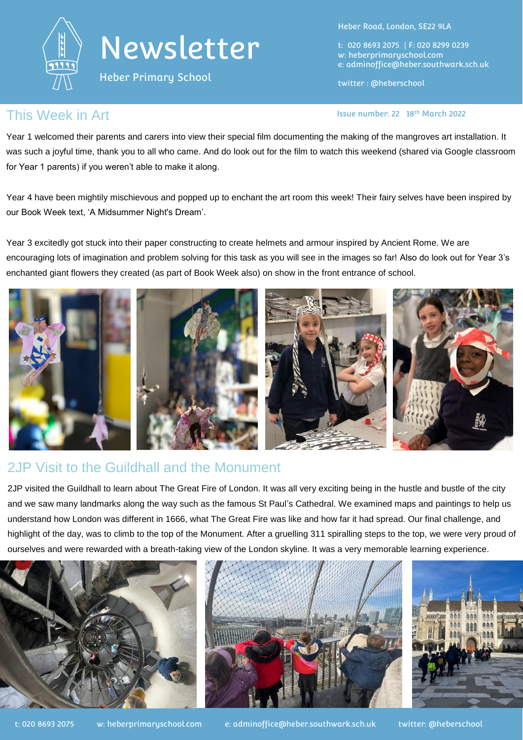# Newsletter

Heber Primary School

Heber Road, London, SE22 9LA

t: 020 8693 2075 | F: 020 8299 0239
w: heberprimaryschool.com
e: adminoffice@heber.southwark.sch.uk

twitter : @heberschool

## This Week in Art

Issue number: 22 18th March 2022

Year 1 welcomed their parents and carers into view their special film documenting the making of the mangroves art installation. It was such a joyful time, thank you to all who came. And do look out for the film to watch this weekend (shared via Google classroom for Year 1 parents) if you weren't able to make it along.

Year 4 have been mightily mischievous and popped up to enchant the art room this week! Their fairy selves have been inspired by our Book Week text, 'A Midsummer Night's Dream'.

Year 3 excitedly got stuck into their paper constructing to create helmets and armour inspired by Ancient Rome. We are encouraging lots of imagination and problem solving for this task as you will see in the images so far! Also do look out for Year 3's enchanted giant flowers they created (as part of Book Week also) on show in the front entrance of school.

## 2JP Visit to the Guildhall and the Monument

2JP visited the Guildhall to learn about The Great Fire of London. It was all very exciting being in the hustle and bustle of the city and we saw many landmarks along the way such as the famous St Paul's Cathedral. We examined maps and paintings to help us understand how London was different in 1666, what The Great Fire was like and how far it had spread. Our final challenge, and highlight of the day, was to climb to the top of the Monument. After a gruelling 311 spiralling steps to the top, we were very proud of ourselves and were rewarded with a breath-taking view of the London skyline. It was a very memorable learning experience.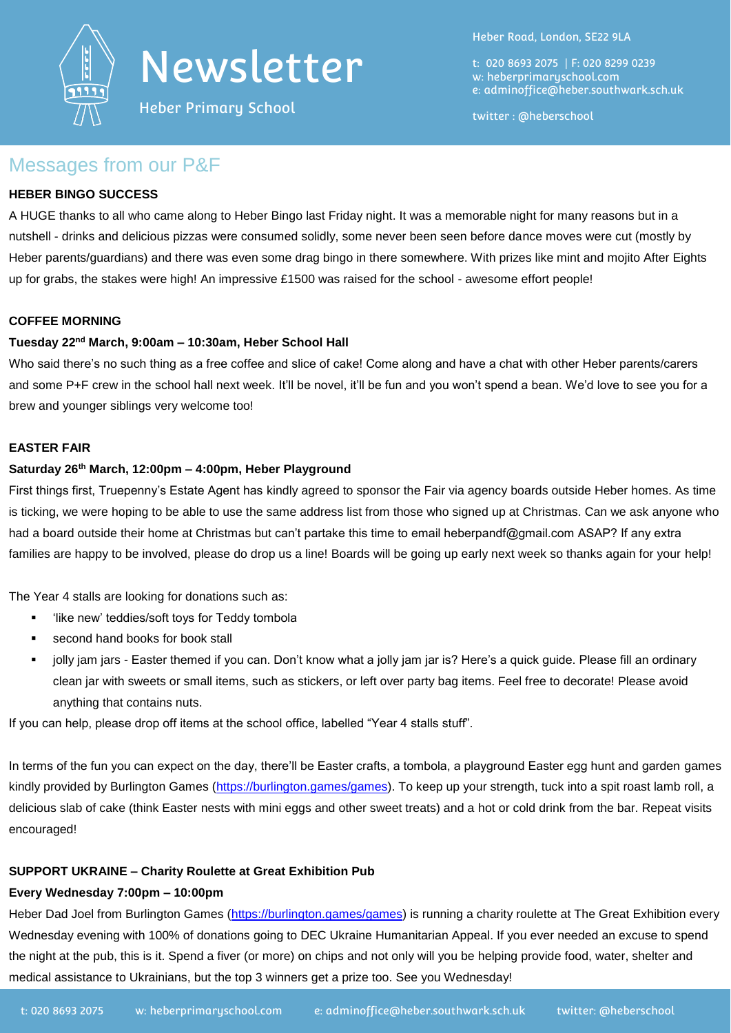## Messages from our P&F

**HEBER BINGO SUCCESS**

A HUGE thanks to all who came along to Heber Bingo last Friday night. It was a memorable night for many reasons but in a nutshell - drinks and delicious pizzas were consumed solidly, some never been seen before dance moves were cut (mostly by Heber parents/guardians) and there was even some drag bingo in there somewhere. With prizes like mint and mojito After Eights up for grabs, the stakes were high! An impressive £1500 was raised for the school - awesome effort people!

**COFFEE MORNING**

**Tuesday 22nd March, 9:00am – 10:30am, Heber School Hall**

Who said there's no such thing as a free coffee and slice of cake! Come along and have a chat with other Heber parents/carers and some P+F crew in the school hall next week. It'll be novel, it'll be fun and you won't spend a bean. We'd love to see you for a brew and younger siblings very welcome too!

**EASTER FAIR**

**Saturday 26th March, 12:00pm – 4:00pm, Heber Playground**

First things first, Truepenny's Estate Agent has kindly agreed to sponsor the Fair via agency boards outside Heber homes. As time is ticking, we were hoping to be able to use the same address list from those who signed up at Christmas. Can we ask anyone who had a board outside their home at Christmas but can't partake this time to email heberpandf@gmail.com ASAP? If any extra families are happy to be involved, please do drop us a line! Boards will be going up early next week so thanks again for your help!

The Year 4 stalls are looking for donations such as:

- 'like new' teddies/soft toys for Teddy tombola
- second hand books for book stall
- jolly jam jars - Easter themed if you can. Don't know what a jolly jam jar is? Here's a quick guide. Please fill an ordinary clean jar with sweets or small items, such as stickers, or left over party bag items. Feel free to decorate! Please avoid anything that contains nuts.

If you can help, please drop off items at the school office, labelled "Year 4 stalls stuff".

In terms of the fun you can expect on the day, there'll be Easter crafts, a tombola, a playground Easter egg hunt and garden games kindly provided by Burlington Games (https://burlington.games/games). To keep up your strength, tuck into a spit roast lamb roll, a delicious slab of cake (think Easter nests with mini eggs and other sweet treats) and a hot or cold drink from the bar. Repeat visits encouraged!

**SUPPORT UKRAINE – Charity Roulette at Great Exhibition Pub**

**Every Wednesday 7:00pm – 10:00pm**

Heber Dad Joel from Burlington Games (https://burlington.games/games) is running a charity roulette at The Great Exhibition every Wednesday evening with 100% of donations going to DEC Ukraine Humanitarian Appeal. If you ever needed an excuse to spend the night at the pub, this is it. Spend a fiver (or more) on chips and not only will you be helping provide food, water, shelter and medical assistance to Ukrainians, but the top 3 winners get a prize too. See you Wednesday!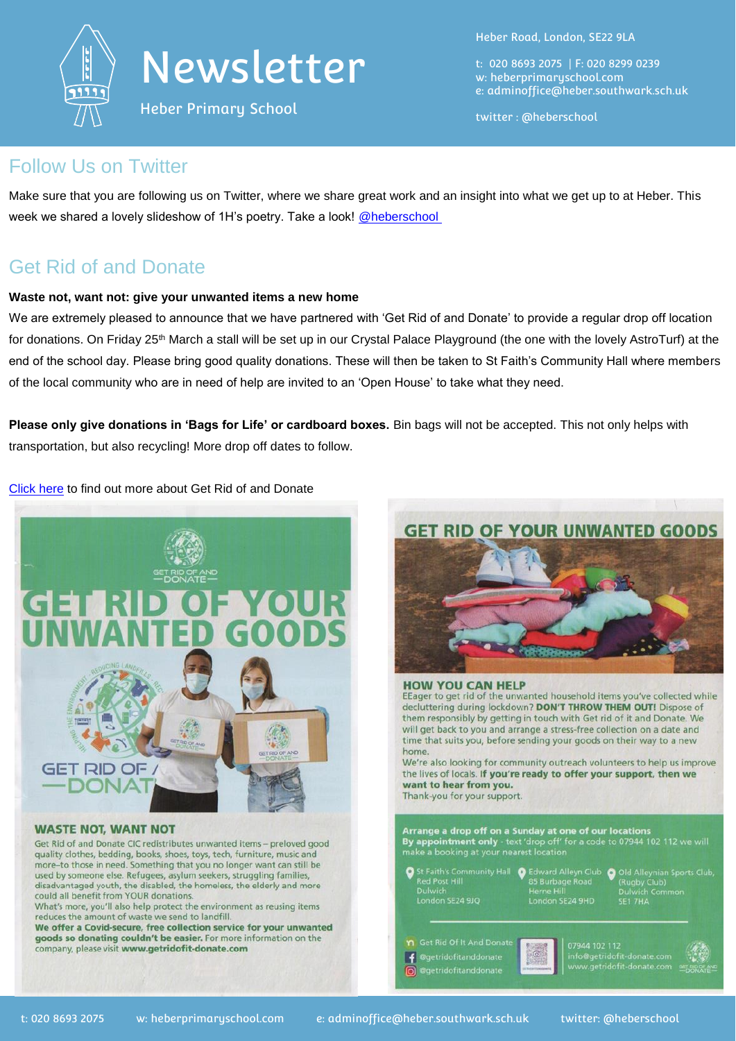# Newsletter

Heber Primary School

Heber Road, London, SE22 9LA

t: 020 8693 2075 | F: 020 8299 0239
w: heberprimaryschool.com
e: adminoffice@heber.southwark.sch.uk

twitter : @heberschool

## Follow Us on Twitter

Make sure that you are following us on Twitter, where we share great work and an insight into what we get up to at Heber. This week we shared a lovely slideshow of 1H's poetry. Take a look! @heberschool

## Get Rid of and Donate

**Waste not, want not: give your unwanted items a new home**

We are extremely pleased to announce that we have partnered with 'Get Rid of and Donate' to provide a regular drop off location for donations. On Friday 25th March a stall will be set up in our Crystal Palace Playground (the one with the lovely AstroTurf) at the end of the school day. Please bring good quality donations. These will then be taken to St Faith's Community Hall where members of the local community who are in need of help are invited to an 'Open House' to take what they need.

**Please only give donations in 'Bags for Life' or cardboard boxes.** Bin bags will not be accepted. This not only helps with transportation, but also recycling! More drop off dates to follow.

Click here to find out more about Get Rid of and Donate

GET RID OF AND DONATE

# GET RID OF YOUR UNWANTED GOODS

### WASTE NOT, WANT NOT

Get Rid of and Donate CIC redistributes unwanted items – preloved good quality clothes, bedding, books, shoes, toys, tech, furniture, music and more–to those in need. Something that you no longer want can still be used by someone else. Refugees, asylum seekers, struggling families, disadvantaged youth, the disabled, the homeless, the elderly and more could all benefit from YOUR donations.

What's more, you'll also help protect the environment as reusing items reduces the amount of waste we send to landfill.

**We offer a Covid-secure, free collection service for your unwanted goods so donating couldn't be easier.** For more information on the company, please visit **www.getridofit-donate.com**

## GET RID OF YOUR UNWANTED GOODS

### HOW YOU CAN HELP

EEager to get rid of the unwanted household items you've collected while decluttering during lockdown? **DON'T THROW THEM OUT!** Dispose of them responsibly by getting in touch with Get rid of it and Donate. We will get back to you and arrange a stress-free collection on a date and time that suits you, before sending your goods on their way to a new home.

We're also looking for community outreach volunteers to help us improve the lives of locals. **If you're ready to offer your support, then we want to hear from you.**

Thank-you for your support.

**Arrange a drop off on a Sunday at one of our locations**

**By appointment only** - text 'drop off' for a code to 07944 102 112 we will make a booking at your nearest location

- St Faith's Community Hall, Red Post Hill, Dulwich, London SE24 9JQ
- Edward Alleyn Club, 85 Burbage Road, Herne Hill, London SE24 9HD
- Old Alleynian Sports Club, (Rugby Club), Dulwich Common, SE1 7HA

Get Rid Of It And Donate
@getridofitanddonate
@getridofitanddonate

07944 102 112
info@getridofit-donate.com
www.getridofit-donate.com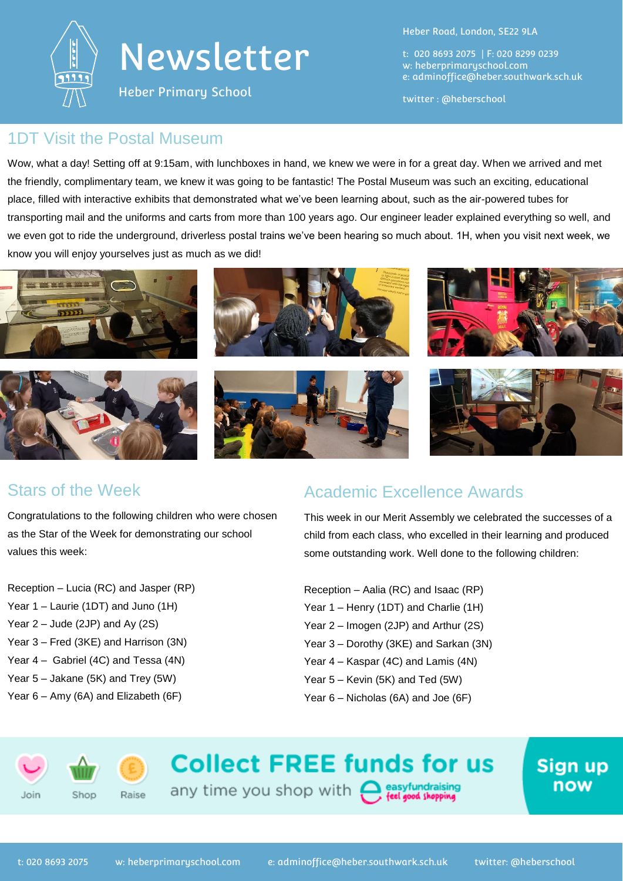# Newsletter

Heber Primary School

Heber Road, London, SE22 9LA

t: 020 8693 2075 | F: 020 8299 0239
w: heberprimaryschool.com
e: adminoffice@heber.southwark.sch.uk

twitter : @heberschool

## 1DT Visit the Postal Museum

Wow, what a day! Setting off at 9:15am, with lunchboxes in hand, we knew we were in for a great day. When we arrived and met the friendly, complimentary team, we knew it was going to be fantastic! The Postal Museum was such an exciting, educational place, filled with interactive exhibits that demonstrated what we've been learning about, such as the air-powered tubes for transporting mail and the uniforms and carts from more than 100 years ago. Our engineer leader explained everything so well, and we even got to ride the underground, driverless postal trains we've been hearing so much about. 1H, when you visit next week, we know you will enjoy yourselves just as much as we did!

## Stars of the Week

Congratulations to the following children who were chosen as the Star of the Week for demonstrating our school values this week:

Reception – Lucia (RC) and Jasper (RP)
Year 1 – Laurie (1DT) and Juno (1H)
Year 2 – Jude (2JP) and Ay (2S)
Year 3 – Fred (3KE) and Harrison (3N)
Year 4 – Gabriel (4C) and Tessa (4N)
Year 5 – Jakane (5K) and Trey (5W)
Year 6 – Amy (6A) and Elizabeth (6F)

## Academic Excellence Awards

This week in our Merit Assembly we celebrated the successes of a child from each class, who excelled in their learning and produced some outstanding work. Well done to the following children:

Reception – Aalia (RC) and Isaac (RP)
Year 1 – Henry (1DT) and Charlie (1H)
Year 2 – Imogen (2JP) and Arthur (2S)
Year 3 – Dorothy (3KE) and Sarkan (3N)
Year 4 – Kaspar (4C) and Lamis (4N)
Year 5 – Kevin (5K) and Ted (5W)
Year 6 – Nicholas (6A) and Joe (6F)

Join Shop Raise

**Collect FREE funds for us**
any time you shop with easyfundraising *feel good shopping*

**Sign up now**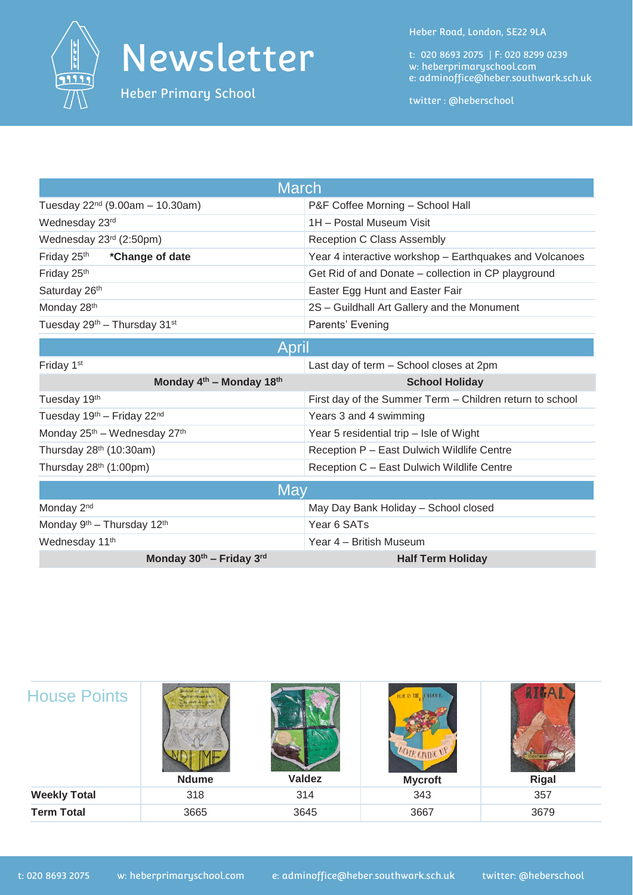# Newsletter

Heber Primary School

Heber Road, London, SE22 9LA

t: 020 8693 2075 | F: 020 8299 0239
w: heberprimaryschool.com
e: adminoffice@heber.southwark.sch.uk

twitter : @heberschool

| March | |
|---|---|
| Tuesday 22nd (9.00am – 10.30am) | P&F Coffee Morning – School Hall |
| Wednesday 23rd | 1H – Postal Museum Visit |
| Wednesday 23rd (2:50pm) | Reception C Class Assembly |
| Friday 25th **\*Change of date** | Year 4 interactive workshop – Earthquakes and Volcanoes |
| Friday 25th | Get Rid of and Donate – collection in CP playground |
| Saturday 26th | Easter Egg Hunt and Easter Fair |
| Monday 28th | 2S – Guildhall Art Gallery and the Monument |
| Tuesday 29th – Thursday 31st | Parents' Evening |
| **April** | |
| Friday 1st | Last day of term – School closes at 2pm |
| **Monday 4th – Monday 18th** | **School Holiday** |
| Tuesday 19th | First day of the Summer Term – Children return to school |
| Tuesday 19th – Friday 22nd | Years 3 and 4 swimming |
| Monday 25th – Wednesday 27th | Year 5 residential trip – Isle of Wight |
| Thursday 28th (10:30am) | Reception P – East Dulwich Wildlife Centre |
| Thursday 28th (1:00pm) | Reception C – East Dulwich Wildlife Centre |
| **May** | |
| Monday 2nd | May Day Bank Holiday – School closed |
| Monday 9th – Thursday 12th | Year 6 SATs |
| Wednesday 11th | Year 4 – British Museum |
| **Monday 30th – Friday 3rd** | **Half Term Holiday** |

## House Points

| | Ndume | Valdez | Mycroft | Rigal |
|---|---|---|---|---|
| **Weekly Total** | 318 | 314 | 343 | 357 |
| **Term Total** | 3665 | 3645 | 3667 | 3679 |